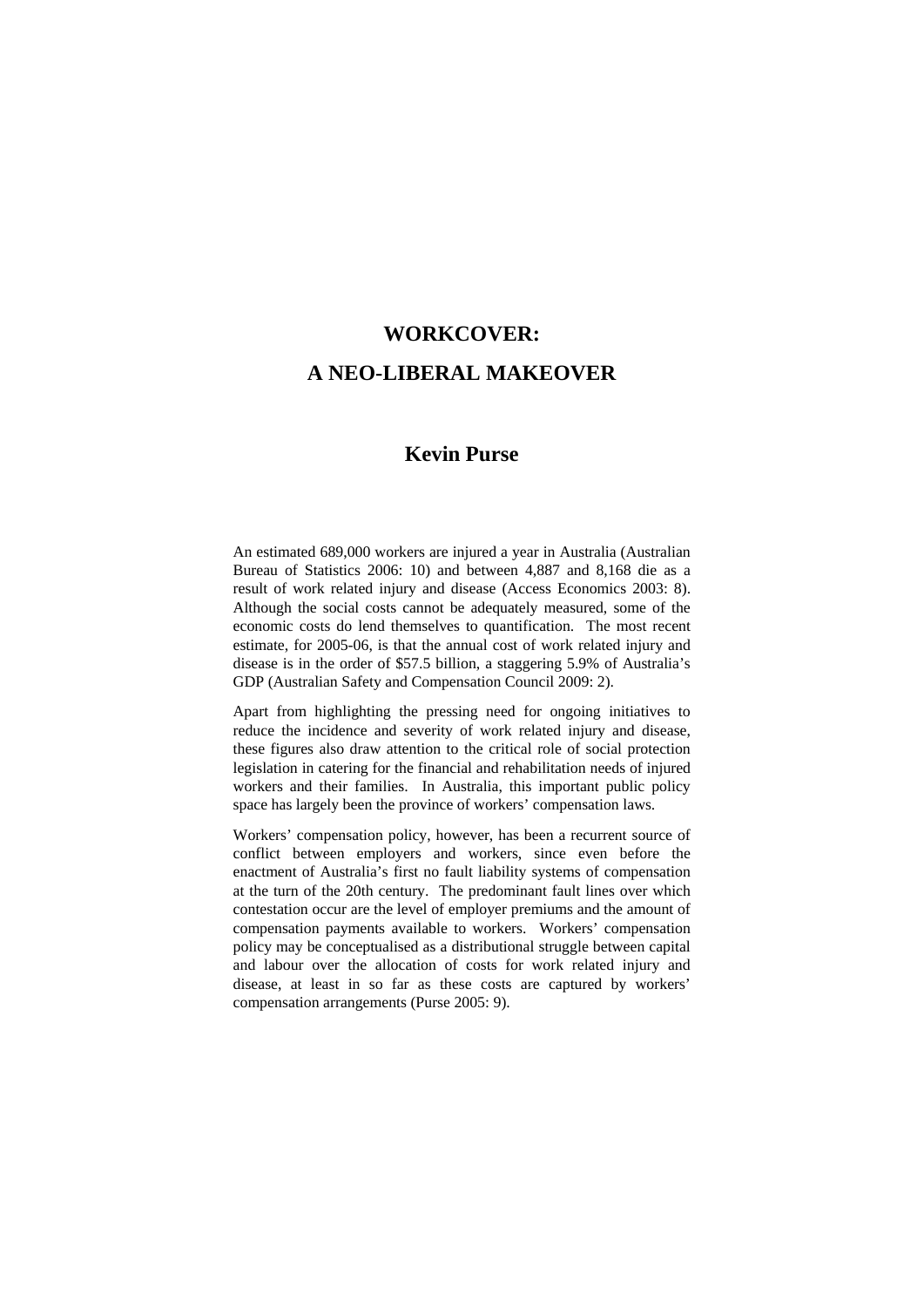# WORKCOVER:
# A NEO-LIBERAL MAKEOVER

## Kevin Purse

An estimated 689,000 workers are injured a year in Australia (Australian Bureau of Statistics 2006: 10) and between 4,887 and 8,168 die as a result of work related injury and disease (Access Economics 2003: 8). Although the social costs cannot be adequately measured, some of the economic costs do lend themselves to quantification. The most recent estimate, for 2005-06, is that the annual cost of work related injury and disease is in the order of $57.5 billion, a staggering 5.9% of Australia's GDP (Australian Safety and Compensation Council 2009: 2).

Apart from highlighting the pressing need for ongoing initiatives to reduce the incidence and severity of work related injury and disease, these figures also draw attention to the critical role of social protection legislation in catering for the financial and rehabilitation needs of injured workers and their families. In Australia, this important public policy space has largely been the province of workers' compensation laws.

Workers' compensation policy, however, has been a recurrent source of conflict between employers and workers, since even before the enactment of Australia's first no fault liability systems of compensation at the turn of the 20th century. The predominant fault lines over which contestation occur are the level of employer premiums and the amount of compensation payments available to workers. Workers' compensation policy may be conceptualised as a distributional struggle between capital and labour over the allocation of costs for work related injury and disease, at least in so far as these costs are captured by workers' compensation arrangements (Purse 2005: 9).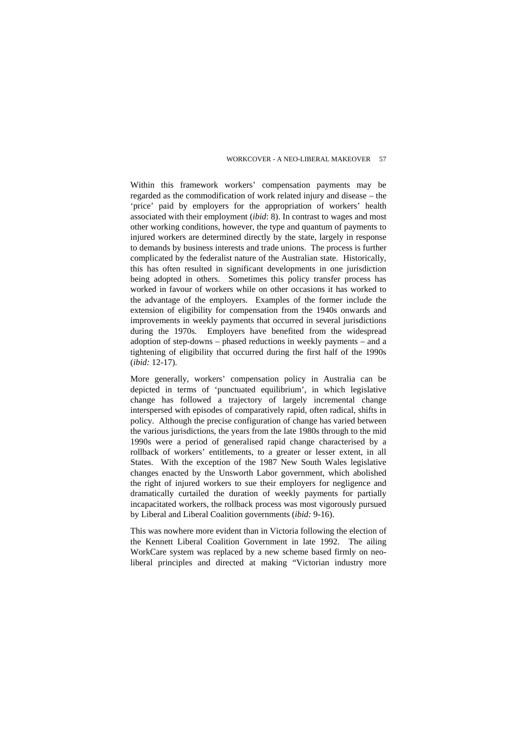Within this framework workers' compensation payments may be regarded as the commodification of work related injury and disease – the 'price' paid by employers for the appropriation of workers' health associated with their employment (*ibid*: 8). In contrast to wages and most other working conditions, however, the type and quantum of payments to injured workers are determined directly by the state, largely in response to demands by business interests and trade unions. The process is further complicated by the federalist nature of the Australian state. Historically, this has often resulted in significant developments in one jurisdiction being adopted in others. Sometimes this policy transfer process has worked in favour of workers while on other occasions it has worked to the advantage of the employers. Examples of the former include the extension of eligibility for compensation from the 1940s onwards and improvements in weekly payments that occurred in several jurisdictions during the 1970s. Employers have benefited from the widespread adoption of step-downs – phased reductions in weekly payments – and a tightening of eligibility that occurred during the first half of the 1990s (*ibid:* 12-17).

More generally, workers' compensation policy in Australia can be depicted in terms of 'punctuated equilibrium', in which legislative change has followed a trajectory of largely incremental change interspersed with episodes of comparatively rapid, often radical, shifts in policy. Although the precise configuration of change has varied between the various jurisdictions, the years from the late 1980s through to the mid 1990s were a period of generalised rapid change characterised by a rollback of workers' entitlements, to a greater or lesser extent, in all States. With the exception of the 1987 New South Wales legislative changes enacted by the Unsworth Labor government, which abolished the right of injured workers to sue their employers for negligence and dramatically curtailed the duration of weekly payments for partially incapacitated workers, the rollback process was most vigorously pursued by Liberal and Liberal Coalition governments (*ibid:* 9-16).

This was nowhere more evident than in Victoria following the election of the Kennett Liberal Coalition Government in late 1992. The ailing WorkCare system was replaced by a new scheme based firmly on neo-liberal principles and directed at making "Victorian industry more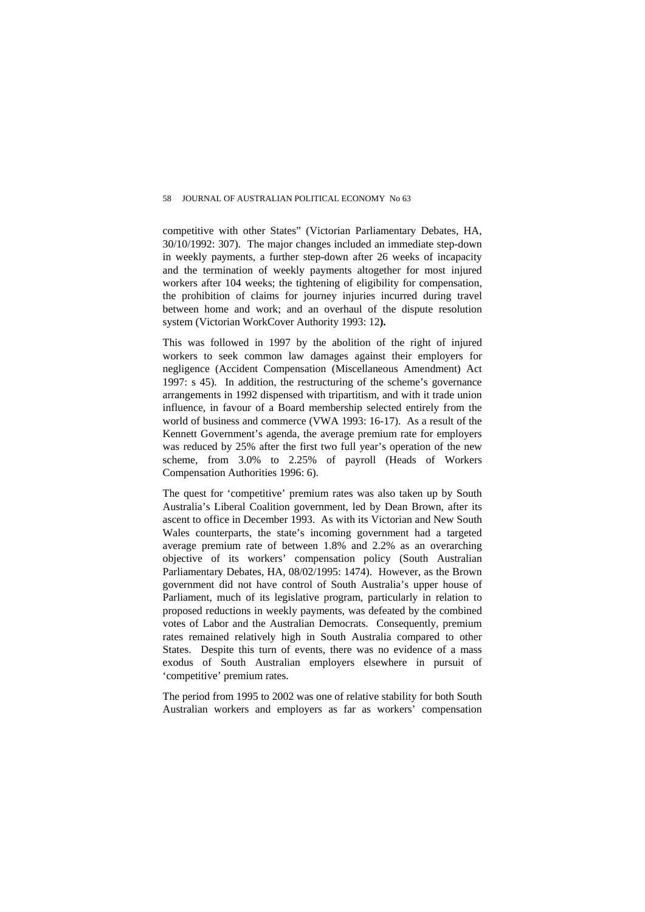competitive with other States" (Victorian Parliamentary Debates, HA, 30/10/1992: 307). The major changes included an immediate step-down in weekly payments, a further step-down after 26 weeks of incapacity and the termination of weekly payments altogether for most injured workers after 104 weeks; the tightening of eligibility for compensation, the prohibition of claims for journey injuries incurred during travel between home and work; and an overhaul of the dispute resolution system (Victorian WorkCover Authority 1993: 12**).**

This was followed in 1997 by the abolition of the right of injured workers to seek common law damages against their employers for negligence (Accident Compensation (Miscellaneous Amendment) Act 1997: s 45). In addition, the restructuring of the scheme's governance arrangements in 1992 dispensed with tripartitism, and with it trade union influence, in favour of a Board membership selected entirely from the world of business and commerce (VWA 1993: 16-17). As a result of the Kennett Government's agenda, the average premium rate for employers was reduced by 25% after the first two full year's operation of the new scheme, from 3.0% to 2.25% of payroll (Heads of Workers Compensation Authorities 1996: 6).

The quest for 'competitive' premium rates was also taken up by South Australia's Liberal Coalition government, led by Dean Brown, after its ascent to office in December 1993. As with its Victorian and New South Wales counterparts, the state's incoming government had a targeted average premium rate of between 1.8% and 2.2% as an overarching objective of its workers' compensation policy (South Australian Parliamentary Debates, HA, 08/02/1995: 1474). However, as the Brown government did not have control of South Australia's upper house of Parliament, much of its legislative program, particularly in relation to proposed reductions in weekly payments, was defeated by the combined votes of Labor and the Australian Democrats. Consequently, premium rates remained relatively high in South Australia compared to other States. Despite this turn of events, there was no evidence of a mass exodus of South Australian employers elsewhere in pursuit of 'competitive' premium rates.

The period from 1995 to 2002 was one of relative stability for both South Australian workers and employers as far as workers' compensation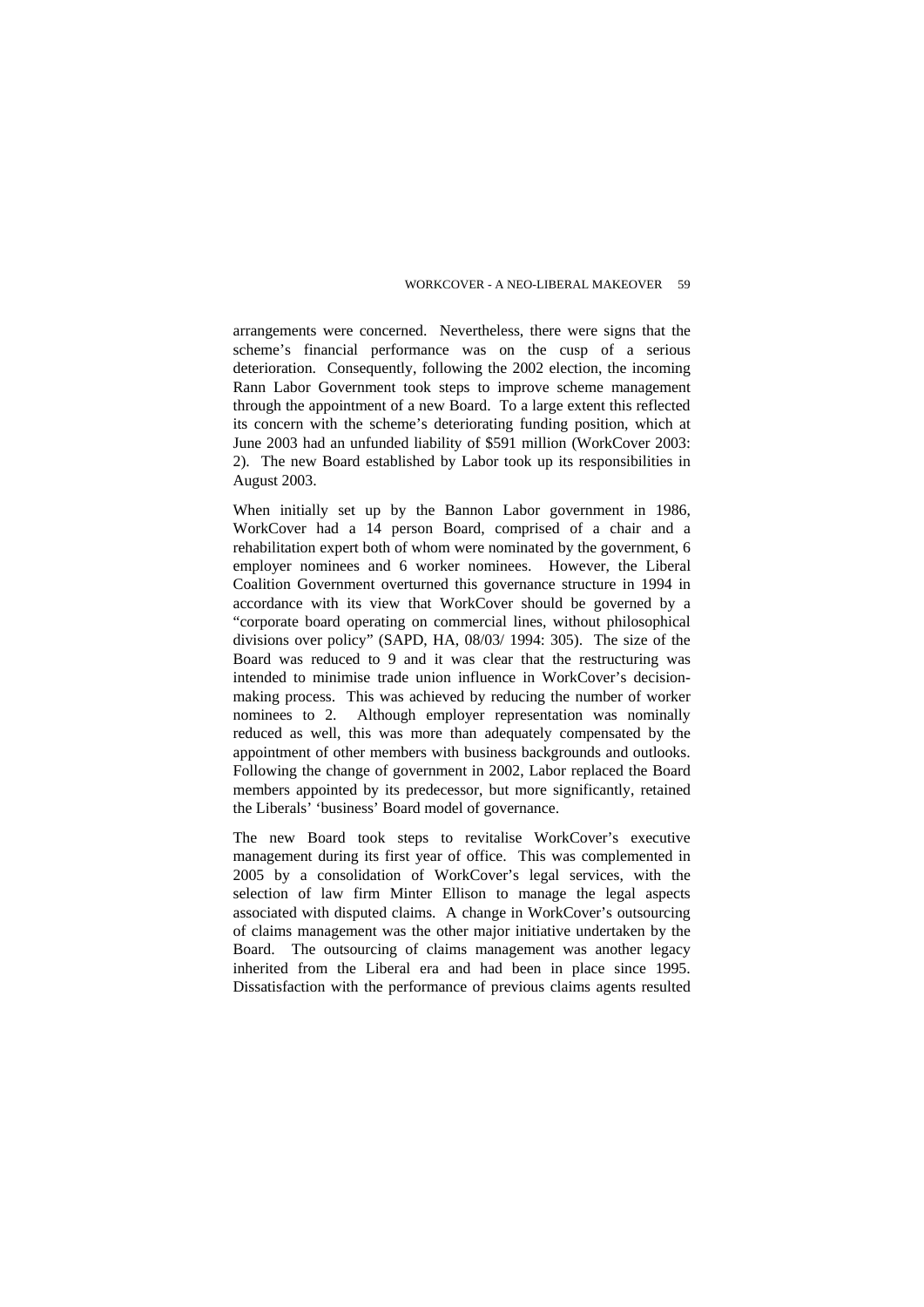arrangements were concerned. Nevertheless, there were signs that the scheme's financial performance was on the cusp of a serious deterioration. Consequently, following the 2002 election, the incoming Rann Labor Government took steps to improve scheme management through the appointment of a new Board. To a large extent this reflected its concern with the scheme's deteriorating funding position, which at June 2003 had an unfunded liability of $591 million (WorkCover 2003: 2). The new Board established by Labor took up its responsibilities in August 2003.

When initially set up by the Bannon Labor government in 1986, WorkCover had a 14 person Board, comprised of a chair and a rehabilitation expert both of whom were nominated by the government, 6 employer nominees and 6 worker nominees. However, the Liberal Coalition Government overturned this governance structure in 1994 in accordance with its view that WorkCover should be governed by a "corporate board operating on commercial lines, without philosophical divisions over policy" (SAPD, HA, 08/03/ 1994: 305). The size of the Board was reduced to 9 and it was clear that the restructuring was intended to minimise trade union influence in WorkCover's decision-making process. This was achieved by reducing the number of worker nominees to 2. Although employer representation was nominally reduced as well, this was more than adequately compensated by the appointment of other members with business backgrounds and outlooks. Following the change of government in 2002, Labor replaced the Board members appointed by its predecessor, but more significantly, retained the Liberals' 'business' Board model of governance.

The new Board took steps to revitalise WorkCover's executive management during its first year of office. This was complemented in 2005 by a consolidation of WorkCover's legal services, with the selection of law firm Minter Ellison to manage the legal aspects associated with disputed claims. A change in WorkCover's outsourcing of claims management was the other major initiative undertaken by the Board. The outsourcing of claims management was another legacy inherited from the Liberal era and had been in place since 1995. Dissatisfaction with the performance of previous claims agents resulted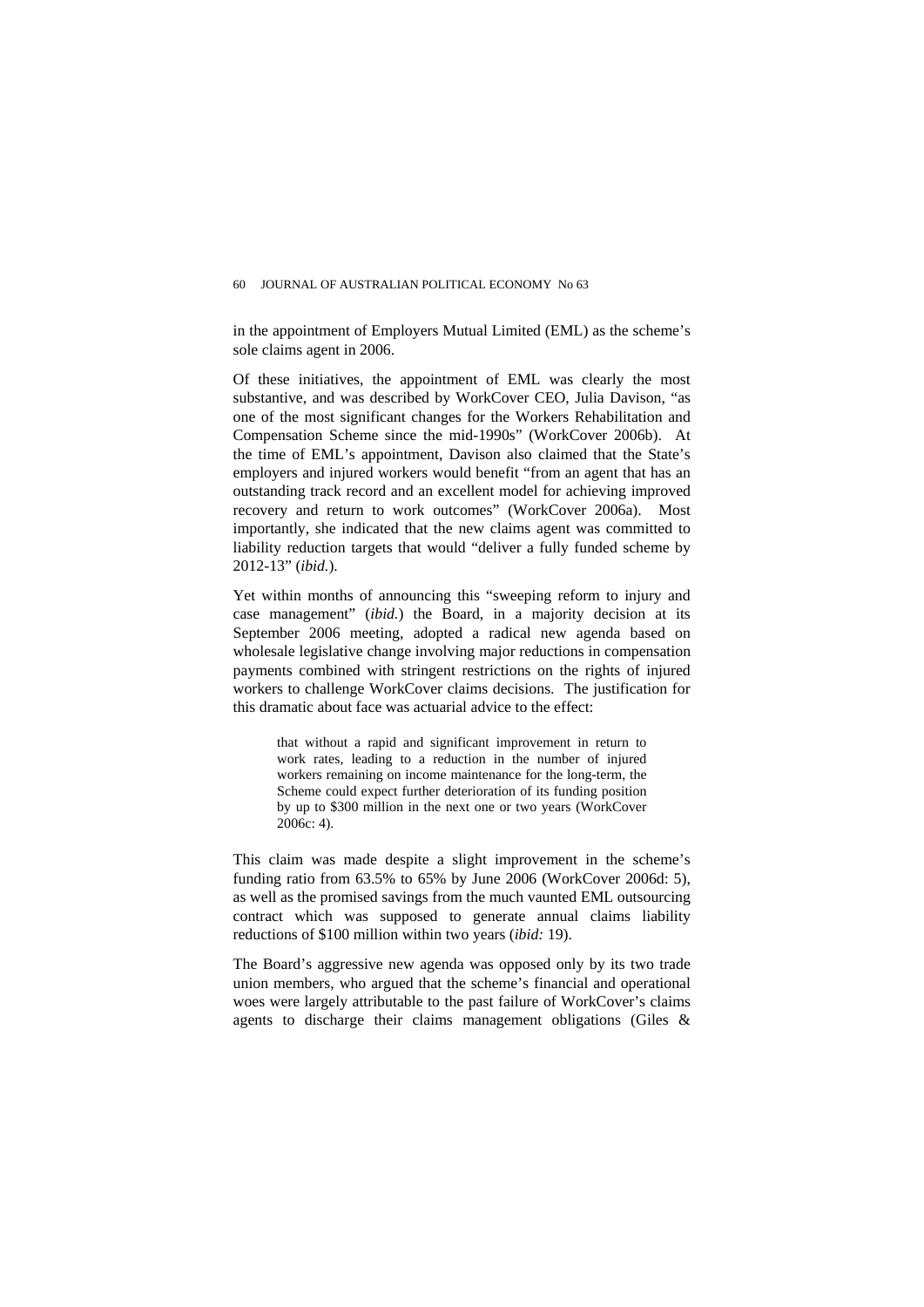in the appointment of Employers Mutual Limited (EML) as the scheme's sole claims agent in 2006.

Of these initiatives, the appointment of EML was clearly the most substantive, and was described by WorkCover CEO, Julia Davison, "as one of the most significant changes for the Workers Rehabilitation and Compensation Scheme since the mid-1990s" (WorkCover 2006b). At the time of EML's appointment, Davison also claimed that the State's employers and injured workers would benefit "from an agent that has an outstanding track record and an excellent model for achieving improved recovery and return to work outcomes" (WorkCover 2006a). Most importantly, she indicated that the new claims agent was committed to liability reduction targets that would "deliver a fully funded scheme by 2012-13" (*ibid.*).

Yet within months of announcing this "sweeping reform to injury and case management" (*ibid.*) the Board, in a majority decision at its September 2006 meeting, adopted a radical new agenda based on wholesale legislative change involving major reductions in compensation payments combined with stringent restrictions on the rights of injured workers to challenge WorkCover claims decisions. The justification for this dramatic about face was actuarial advice to the effect:

> that without a rapid and significant improvement in return to work rates, leading to a reduction in the number of injured workers remaining on income maintenance for the long-term, the Scheme could expect further deterioration of its funding position by up to $300 million in the next one or two years (WorkCover 2006c: 4).

This claim was made despite a slight improvement in the scheme's funding ratio from 63.5% to 65% by June 2006 (WorkCover 2006d: 5), as well as the promised savings from the much vaunted EML outsourcing contract which was supposed to generate annual claims liability reductions of $100 million within two years (*ibid:* 19).

The Board's aggressive new agenda was opposed only by its two trade union members, who argued that the scheme's financial and operational woes were largely attributable to the past failure of WorkCover's claims agents to discharge their claims management obligations (Giles &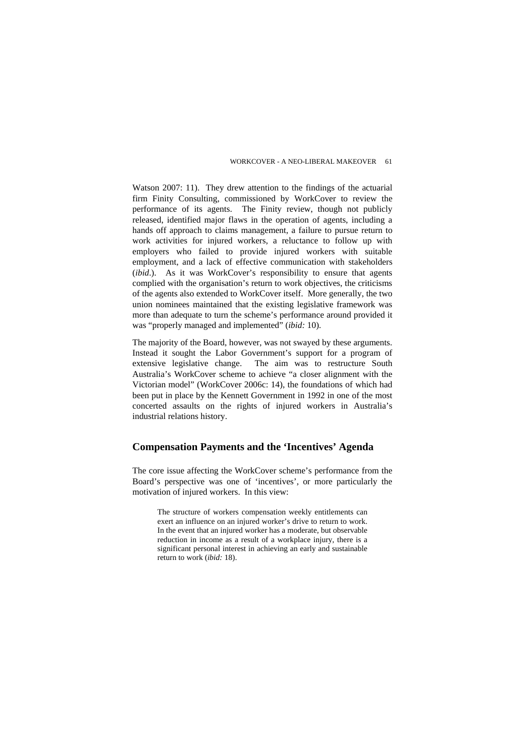Watson 2007: 11). They drew attention to the findings of the actuarial firm Finity Consulting, commissioned by WorkCover to review the performance of its agents. The Finity review, though not publicly released, identified major flaws in the operation of agents, including a hands off approach to claims management, a failure to pursue return to work activities for injured workers, a reluctance to follow up with employers who failed to provide injured workers with suitable employment, and a lack of effective communication with stakeholders (*ibid*.). As it was WorkCover's responsibility to ensure that agents complied with the organisation's return to work objectives, the criticisms of the agents also extended to WorkCover itself. More generally, the two union nominees maintained that the existing legislative framework was more than adequate to turn the scheme's performance around provided it was "properly managed and implemented" (*ibid:* 10).

The majority of the Board, however, was not swayed by these arguments. Instead it sought the Labor Government's support for a program of extensive legislative change. The aim was to restructure South Australia's WorkCover scheme to achieve "a closer alignment with the Victorian model" (WorkCover 2006c: 14), the foundations of which had been put in place by the Kennett Government in 1992 in one of the most concerted assaults on the rights of injured workers in Australia's industrial relations history.

## Compensation Payments and the 'Incentives' Agenda

The core issue affecting the WorkCover scheme's performance from the Board's perspective was one of 'incentives', or more particularly the motivation of injured workers. In this view:

> The structure of workers compensation weekly entitlements can exert an influence on an injured worker's drive to return to work. In the event that an injured worker has a moderate, but observable reduction in income as a result of a workplace injury, there is a significant personal interest in achieving an early and sustainable return to work (*ibid:* 18).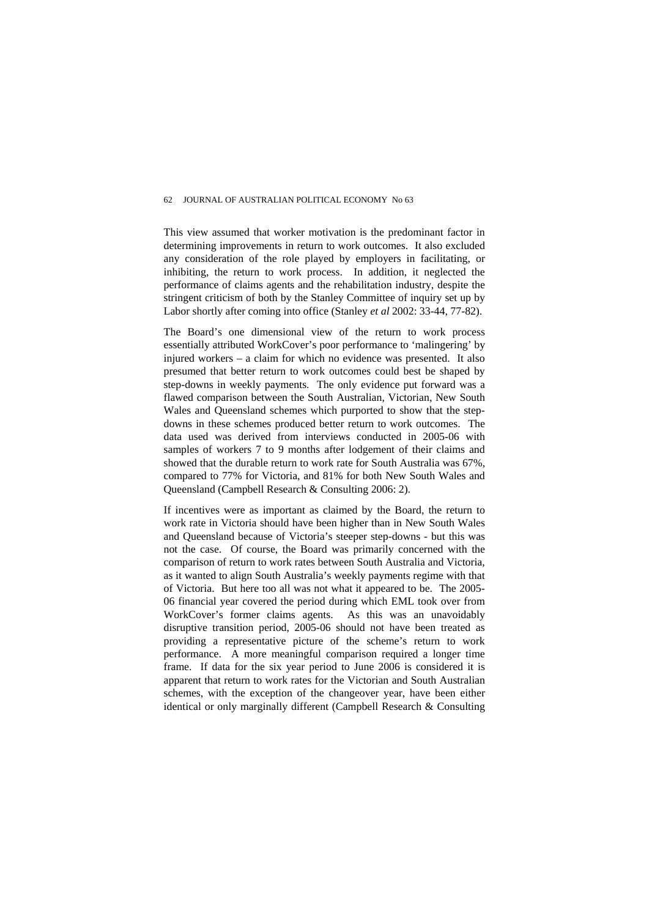This view assumed that worker motivation is the predominant factor in determining improvements in return to work outcomes. It also excluded any consideration of the role played by employers in facilitating, or inhibiting, the return to work process. In addition, it neglected the performance of claims agents and the rehabilitation industry, despite the stringent criticism of both by the Stanley Committee of inquiry set up by Labor shortly after coming into office (Stanley *et al* 2002: 33-44, 77-82).

The Board's one dimensional view of the return to work process essentially attributed WorkCover's poor performance to 'malingering' by injured workers – a claim for which no evidence was presented. It also presumed that better return to work outcomes could best be shaped by step-downs in weekly payments. The only evidence put forward was a flawed comparison between the South Australian, Victorian, New South Wales and Queensland schemes which purported to show that the step-downs in these schemes produced better return to work outcomes. The data used was derived from interviews conducted in 2005-06 with samples of workers 7 to 9 months after lodgement of their claims and showed that the durable return to work rate for South Australia was 67%, compared to 77% for Victoria, and 81% for both New South Wales and Queensland (Campbell Research & Consulting 2006: 2).

If incentives were as important as claimed by the Board, the return to work rate in Victoria should have been higher than in New South Wales and Queensland because of Victoria's steeper step-downs - but this was not the case. Of course, the Board was primarily concerned with the comparison of return to work rates between South Australia and Victoria, as it wanted to align South Australia's weekly payments regime with that of Victoria. But here too all was not what it appeared to be. The 2005-06 financial year covered the period during which EML took over from WorkCover's former claims agents. As this was an unavoidably disruptive transition period, 2005-06 should not have been treated as providing a representative picture of the scheme's return to work performance. A more meaningful comparison required a longer time frame. If data for the six year period to June 2006 is considered it is apparent that return to work rates for the Victorian and South Australian schemes, with the exception of the changeover year, have been either identical or only marginally different (Campbell Research & Consulting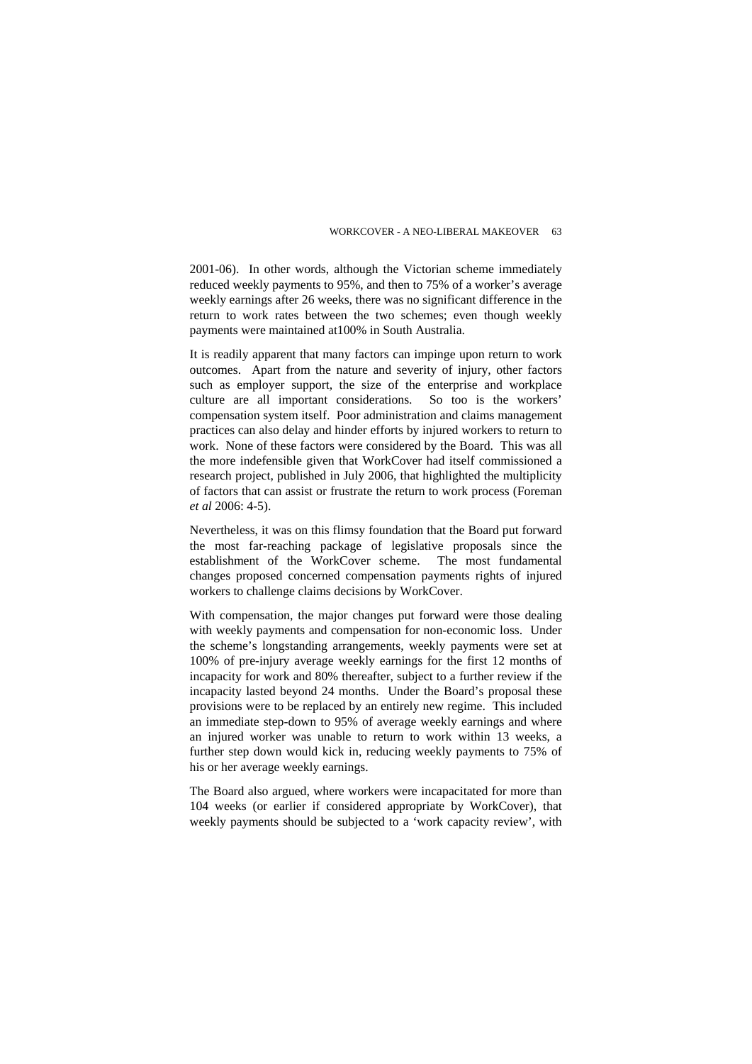2001-06). In other words, although the Victorian scheme immediately reduced weekly payments to 95%, and then to 75% of a worker's average weekly earnings after 26 weeks, there was no significant difference in the return to work rates between the two schemes; even though weekly payments were maintained at100% in South Australia.

It is readily apparent that many factors can impinge upon return to work outcomes. Apart from the nature and severity of injury, other factors such as employer support, the size of the enterprise and workplace culture are all important considerations. So too is the workers' compensation system itself. Poor administration and claims management practices can also delay and hinder efforts by injured workers to return to work. None of these factors were considered by the Board. This was all the more indefensible given that WorkCover had itself commissioned a research project, published in July 2006, that highlighted the multiplicity of factors that can assist or frustrate the return to work process (Foreman *et al* 2006: 4-5).

Nevertheless, it was on this flimsy foundation that the Board put forward the most far-reaching package of legislative proposals since the establishment of the WorkCover scheme. The most fundamental changes proposed concerned compensation payments rights of injured workers to challenge claims decisions by WorkCover.

With compensation, the major changes put forward were those dealing with weekly payments and compensation for non-economic loss. Under the scheme's longstanding arrangements, weekly payments were set at 100% of pre-injury average weekly earnings for the first 12 months of incapacity for work and 80% thereafter, subject to a further review if the incapacity lasted beyond 24 months. Under the Board's proposal these provisions were to be replaced by an entirely new regime. This included an immediate step-down to 95% of average weekly earnings and where an injured worker was unable to return to work within 13 weeks, a further step down would kick in, reducing weekly payments to 75% of his or her average weekly earnings.

The Board also argued, where workers were incapacitated for more than 104 weeks (or earlier if considered appropriate by WorkCover), that weekly payments should be subjected to a 'work capacity review', with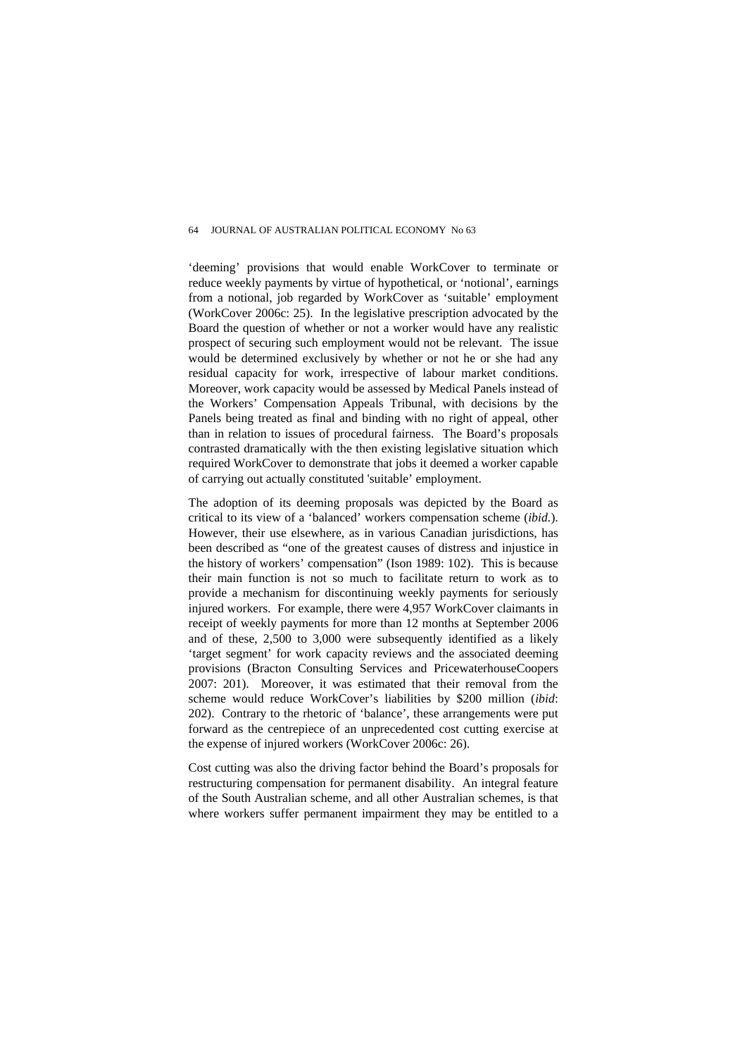'deeming' provisions that would enable WorkCover to terminate or reduce weekly payments by virtue of hypothetical, or 'notional', earnings from a notional, job regarded by WorkCover as 'suitable' employment (WorkCover 2006c: 25). In the legislative prescription advocated by the Board the question of whether or not a worker would have any realistic prospect of securing such employment would not be relevant. The issue would be determined exclusively by whether or not he or she had any residual capacity for work, irrespective of labour market conditions. Moreover, work capacity would be assessed by Medical Panels instead of the Workers' Compensation Appeals Tribunal, with decisions by the Panels being treated as final and binding with no right of appeal, other than in relation to issues of procedural fairness. The Board's proposals contrasted dramatically with the then existing legislative situation which required WorkCover to demonstrate that jobs it deemed a worker capable of carrying out actually constituted 'suitable' employment.

The adoption of its deeming proposals was depicted by the Board as critical to its view of a 'balanced' workers compensation scheme (*ibid.*). However, their use elsewhere, as in various Canadian jurisdictions, has been described as "one of the greatest causes of distress and injustice in the history of workers' compensation" (Ison 1989: 102). This is because their main function is not so much to facilitate return to work as to provide a mechanism for discontinuing weekly payments for seriously injured workers. For example, there were 4,957 WorkCover claimants in receipt of weekly payments for more than 12 months at September 2006 and of these, 2,500 to 3,000 were subsequently identified as a likely 'target segment' for work capacity reviews and the associated deeming provisions (Bracton Consulting Services and PricewaterhouseCoopers 2007: 201). Moreover, it was estimated that their removal from the scheme would reduce WorkCover's liabilities by $200 million (*ibid*: 202). Contrary to the rhetoric of 'balance', these arrangements were put forward as the centrepiece of an unprecedented cost cutting exercise at the expense of injured workers (WorkCover 2006c: 26).

Cost cutting was also the driving factor behind the Board's proposals for restructuring compensation for permanent disability. An integral feature of the South Australian scheme, and all other Australian schemes, is that where workers suffer permanent impairment they may be entitled to a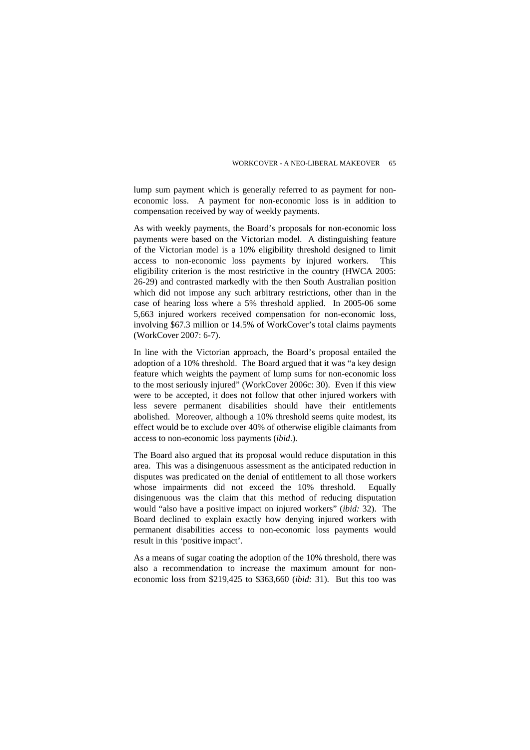lump sum payment which is generally referred to as payment for non-economic loss. A payment for non-economic loss is in addition to compensation received by way of weekly payments.

As with weekly payments, the Board's proposals for non-economic loss payments were based on the Victorian model. A distinguishing feature of the Victorian model is a 10% eligibility threshold designed to limit access to non-economic loss payments by injured workers. This eligibility criterion is the most restrictive in the country (HWCA 2005: 26-29) and contrasted markedly with the then South Australian position which did not impose any such arbitrary restrictions, other than in the case of hearing loss where a 5% threshold applied. In 2005-06 some 5,663 injured workers received compensation for non-economic loss, involving $67.3 million or 14.5% of WorkCover's total claims payments (WorkCover 2007: 6-7).

In line with the Victorian approach, the Board's proposal entailed the adoption of a 10% threshold. The Board argued that it was "a key design feature which weights the payment of lump sums for non-economic loss to the most seriously injured" (WorkCover 2006c: 30). Even if this view were to be accepted, it does not follow that other injured workers with less severe permanent disabilities should have their entitlements abolished. Moreover, although a 10% threshold seems quite modest, its effect would be to exclude over 40% of otherwise eligible claimants from access to non-economic loss payments (*ibid*.).

The Board also argued that its proposal would reduce disputation in this area. This was a disingenuous assessment as the anticipated reduction in disputes was predicated on the denial of entitlement to all those workers whose impairments did not exceed the 10% threshold. Equally disingenuous was the claim that this method of reducing disputation would "also have a positive impact on injured workers" (*ibid:* 32). The Board declined to explain exactly how denying injured workers with permanent disabilities access to non-economic loss payments would result in this 'positive impact'.

As a means of sugar coating the adoption of the 10% threshold, there was also a recommendation to increase the maximum amount for non-economic loss from $219,425 to $363,660 (*ibid:* 31). But this too was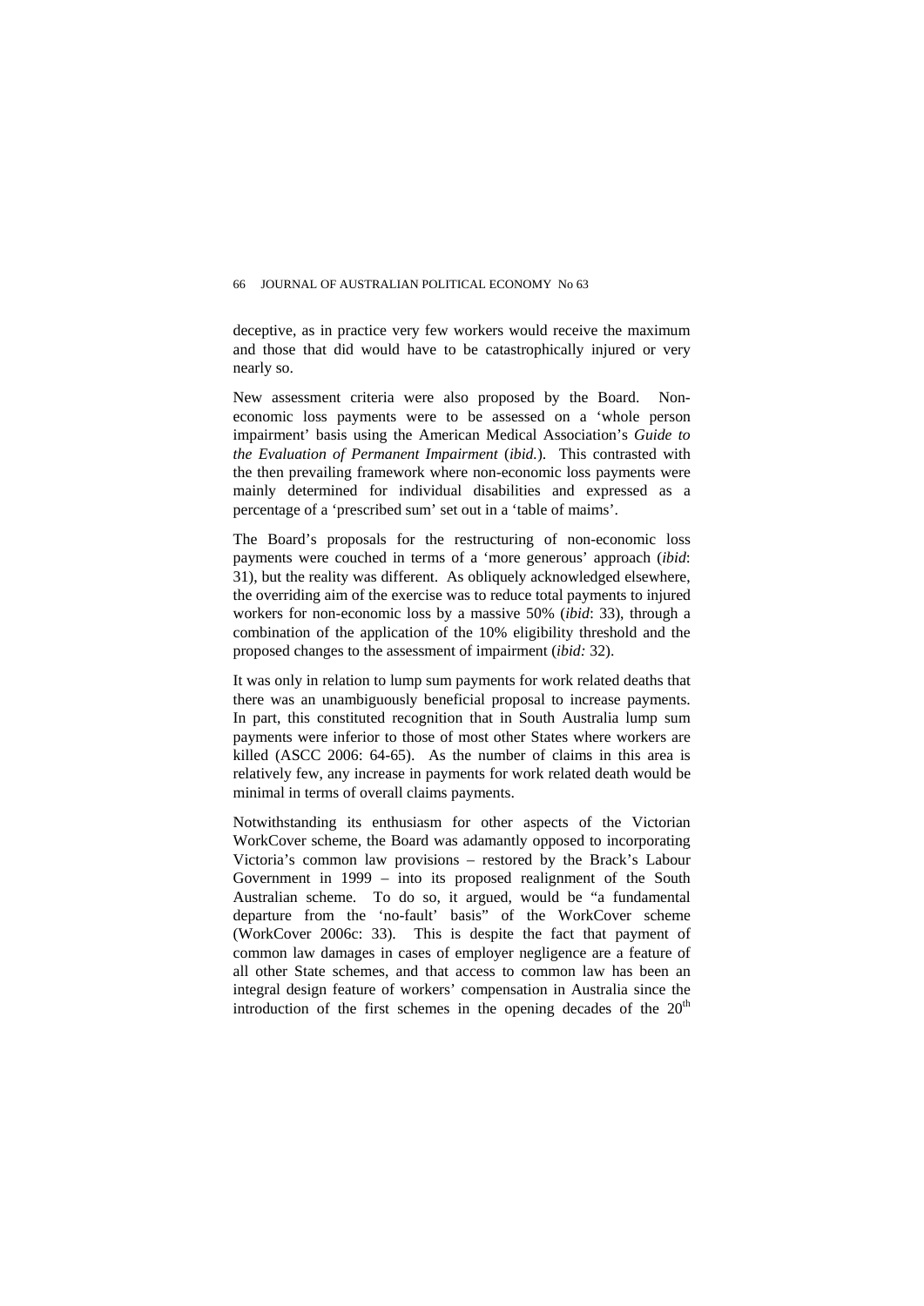deceptive, as in practice very few workers would receive the maximum and those that did would have to be catastrophically injured or very nearly so.

New assessment criteria were also proposed by the Board. Non-economic loss payments were to be assessed on a 'whole person impairment' basis using the American Medical Association's *Guide to the Evaluation of Permanent Impairment* (*ibid.*). This contrasted with the then prevailing framework where non-economic loss payments were mainly determined for individual disabilities and expressed as a percentage of a 'prescribed sum' set out in a 'table of maims'.

The Board's proposals for the restructuring of non-economic loss payments were couched in terms of a 'more generous' approach (*ibid*: 31), but the reality was different. As obliquely acknowledged elsewhere, the overriding aim of the exercise was to reduce total payments to injured workers for non-economic loss by a massive 50% (*ibid*: 33), through a combination of the application of the 10% eligibility threshold and the proposed changes to the assessment of impairment (*ibid:* 32).

It was only in relation to lump sum payments for work related deaths that there was an unambiguously beneficial proposal to increase payments. In part, this constituted recognition that in South Australia lump sum payments were inferior to those of most other States where workers are killed (ASCC 2006: 64-65). As the number of claims in this area is relatively few, any increase in payments for work related death would be minimal in terms of overall claims payments.

Notwithstanding its enthusiasm for other aspects of the Victorian WorkCover scheme, the Board was adamantly opposed to incorporating Victoria's common law provisions – restored by the Brack's Labour Government in 1999 – into its proposed realignment of the South Australian scheme. To do so, it argued, would be "a fundamental departure from the 'no-fault' basis" of the WorkCover scheme (WorkCover 2006c: 33). This is despite the fact that payment of common law damages in cases of employer negligence are a feature of all other State schemes, and that access to common law has been an integral design feature of workers' compensation in Australia since the introduction of the first schemes in the opening decades of the 20th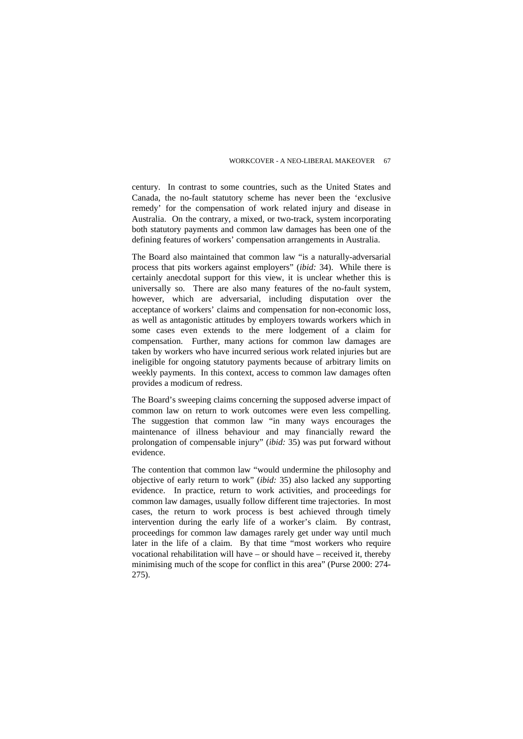century. In contrast to some countries, such as the United States and Canada, the no-fault statutory scheme has never been the 'exclusive remedy' for the compensation of work related injury and disease in Australia. On the contrary, a mixed, or two-track, system incorporating both statutory payments and common law damages has been one of the defining features of workers' compensation arrangements in Australia.

The Board also maintained that common law "is a naturally-adversarial process that pits workers against employers" (*ibid:* 34). While there is certainly anecdotal support for this view, it is unclear whether this is universally so. There are also many features of the no-fault system, however, which are adversarial, including disputation over the acceptance of workers' claims and compensation for non-economic loss, as well as antagonistic attitudes by employers towards workers which in some cases even extends to the mere lodgement of a claim for compensation. Further, many actions for common law damages are taken by workers who have incurred serious work related injuries but are ineligible for ongoing statutory payments because of arbitrary limits on weekly payments. In this context, access to common law damages often provides a modicum of redress.

The Board's sweeping claims concerning the supposed adverse impact of common law on return to work outcomes were even less compelling. The suggestion that common law "in many ways encourages the maintenance of illness behaviour and may financially reward the prolongation of compensable injury" (*ibid:* 35) was put forward without evidence.

The contention that common law "would undermine the philosophy and objective of early return to work" (*ibid:* 35) also lacked any supporting evidence. In practice, return to work activities, and proceedings for common law damages, usually follow different time trajectories. In most cases, the return to work process is best achieved through timely intervention during the early life of a worker's claim. By contrast, proceedings for common law damages rarely get under way until much later in the life of a claim. By that time "most workers who require vocational rehabilitation will have – or should have – received it, thereby minimising much of the scope for conflict in this area" (Purse 2000: 274-275).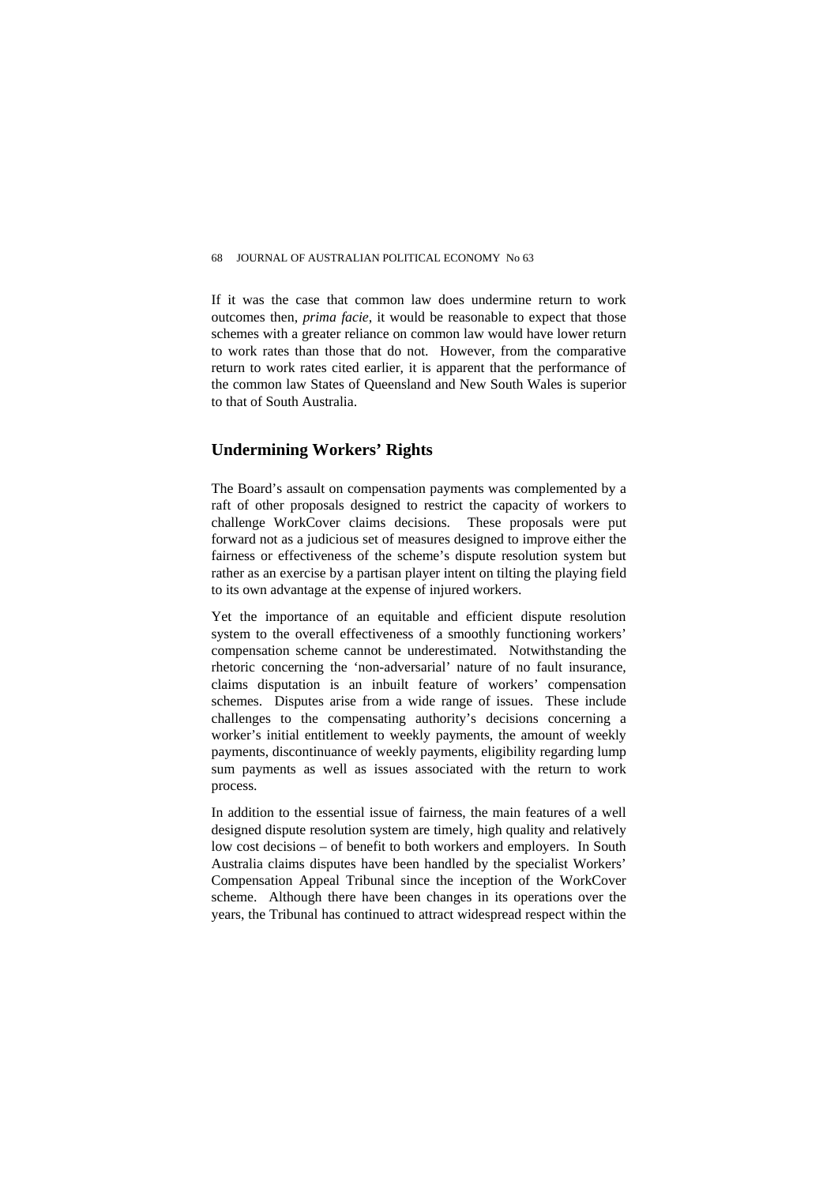If it was the case that common law does undermine return to work outcomes then, *prima facie*, it would be reasonable to expect that those schemes with a greater reliance on common law would have lower return to work rates than those that do not. However, from the comparative return to work rates cited earlier, it is apparent that the performance of the common law States of Queensland and New South Wales is superior to that of South Australia.

## Undermining Workers' Rights

The Board's assault on compensation payments was complemented by a raft of other proposals designed to restrict the capacity of workers to challenge WorkCover claims decisions. These proposals were put forward not as a judicious set of measures designed to improve either the fairness or effectiveness of the scheme's dispute resolution system but rather as an exercise by a partisan player intent on tilting the playing field to its own advantage at the expense of injured workers.

Yet the importance of an equitable and efficient dispute resolution system to the overall effectiveness of a smoothly functioning workers' compensation scheme cannot be underestimated. Notwithstanding the rhetoric concerning the 'non-adversarial' nature of no fault insurance, claims disputation is an inbuilt feature of workers' compensation schemes. Disputes arise from a wide range of issues. These include challenges to the compensating authority's decisions concerning a worker's initial entitlement to weekly payments, the amount of weekly payments, discontinuance of weekly payments, eligibility regarding lump sum payments as well as issues associated with the return to work process.

In addition to the essential issue of fairness, the main features of a well designed dispute resolution system are timely, high quality and relatively low cost decisions – of benefit to both workers and employers. In South Australia claims disputes have been handled by the specialist Workers' Compensation Appeal Tribunal since the inception of the WorkCover scheme. Although there have been changes in its operations over the years, the Tribunal has continued to attract widespread respect within the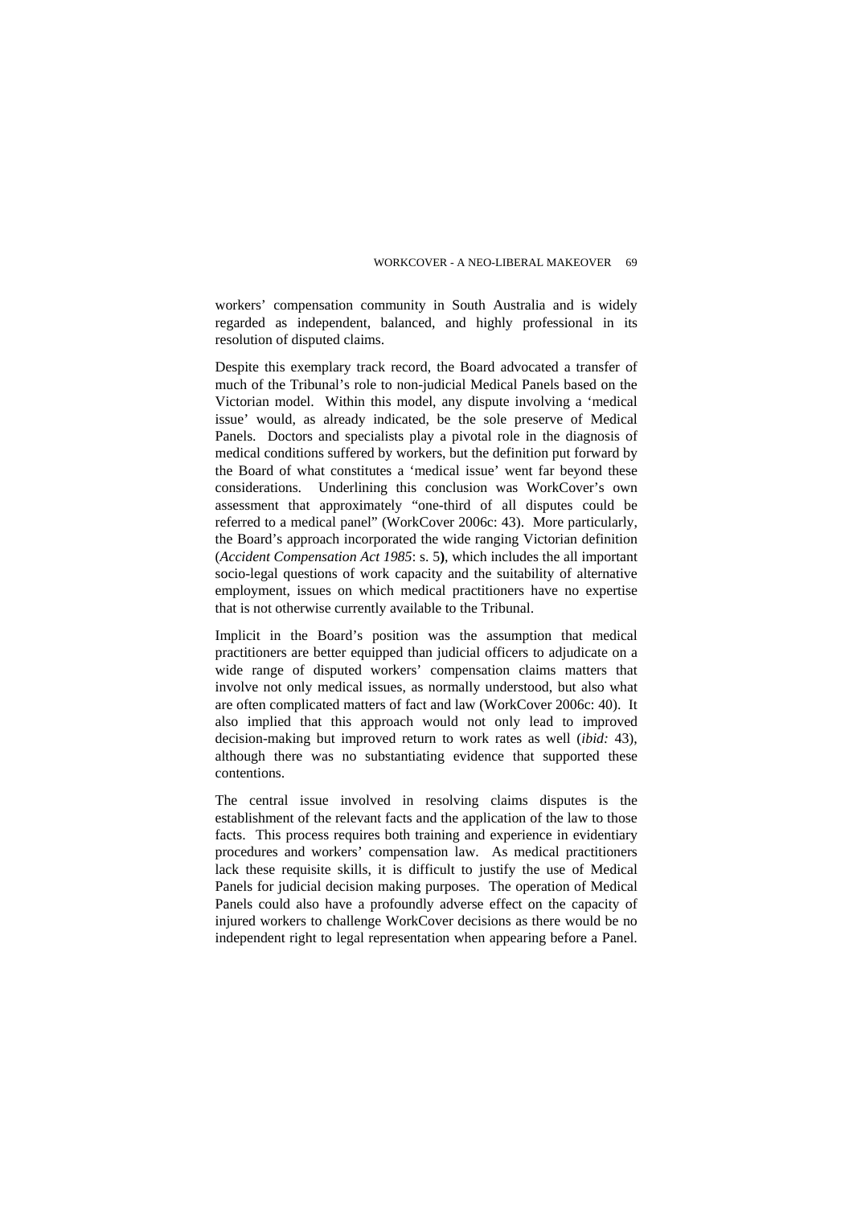workers' compensation community in South Australia and is widely regarded as independent, balanced, and highly professional in its resolution of disputed claims.

Despite this exemplary track record, the Board advocated a transfer of much of the Tribunal's role to non-judicial Medical Panels based on the Victorian model. Within this model, any dispute involving a 'medical issue' would, as already indicated, be the sole preserve of Medical Panels. Doctors and specialists play a pivotal role in the diagnosis of medical conditions suffered by workers, but the definition put forward by the Board of what constitutes a 'medical issue' went far beyond these considerations. Underlining this conclusion was WorkCover's own assessment that approximately "one-third of all disputes could be referred to a medical panel" (WorkCover 2006c: 43). More particularly, the Board's approach incorporated the wide ranging Victorian definition (*Accident Compensation Act 1985*: s. 5**)**, which includes the all important socio-legal questions of work capacity and the suitability of alternative employment, issues on which medical practitioners have no expertise that is not otherwise currently available to the Tribunal.

Implicit in the Board's position was the assumption that medical practitioners are better equipped than judicial officers to adjudicate on a wide range of disputed workers' compensation claims matters that involve not only medical issues, as normally understood, but also what are often complicated matters of fact and law (WorkCover 2006c: 40). It also implied that this approach would not only lead to improved decision-making but improved return to work rates as well (*ibid:* 43), although there was no substantiating evidence that supported these contentions.

The central issue involved in resolving claims disputes is the establishment of the relevant facts and the application of the law to those facts. This process requires both training and experience in evidentiary procedures and workers' compensation law. As medical practitioners lack these requisite skills, it is difficult to justify the use of Medical Panels for judicial decision making purposes. The operation of Medical Panels could also have a profoundly adverse effect on the capacity of injured workers to challenge WorkCover decisions as there would be no independent right to legal representation when appearing before a Panel.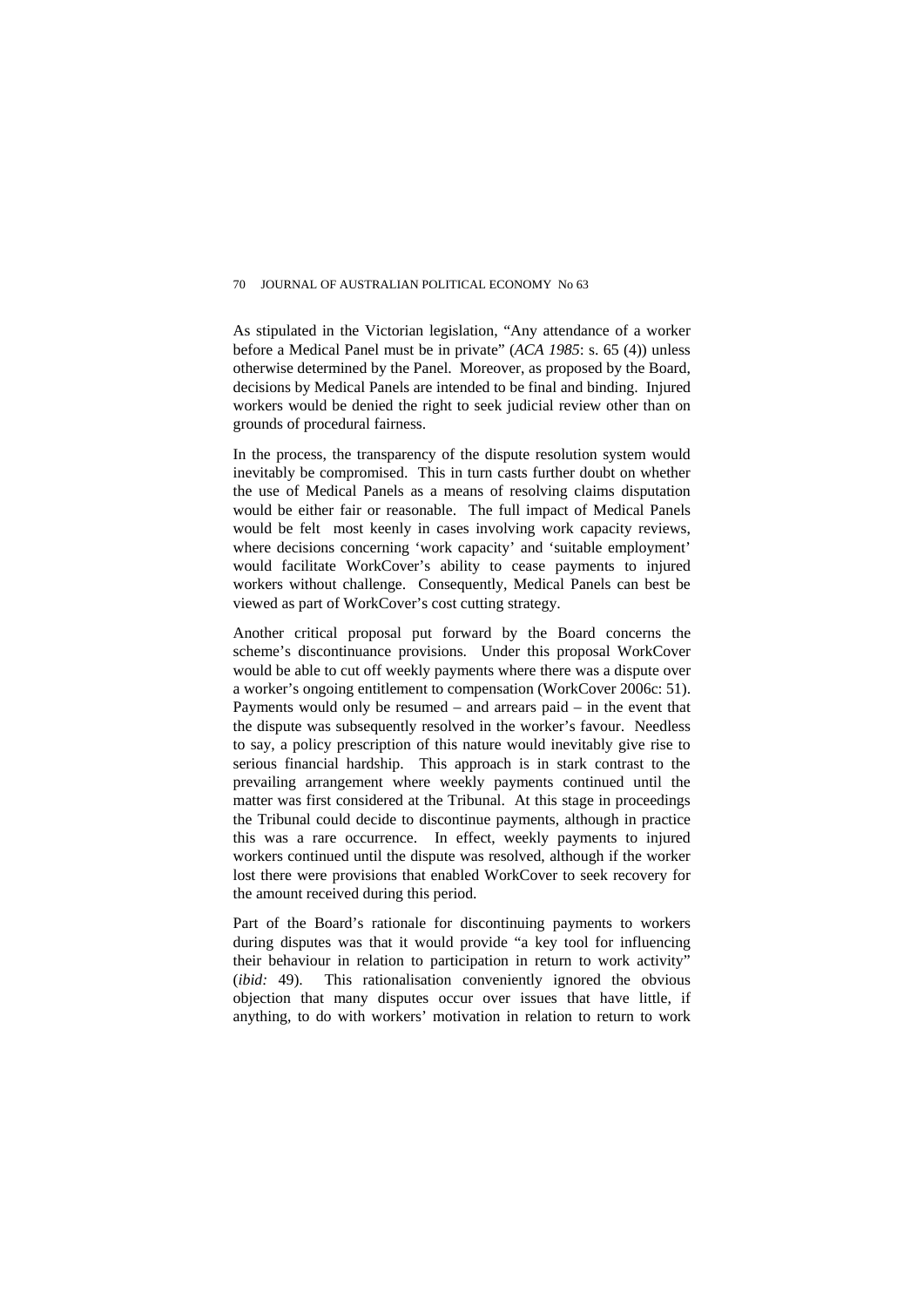As stipulated in the Victorian legislation, "Any attendance of a worker before a Medical Panel must be in private" (*ACA 1985*: s. 65 (4)) unless otherwise determined by the Panel. Moreover, as proposed by the Board, decisions by Medical Panels are intended to be final and binding. Injured workers would be denied the right to seek judicial review other than on grounds of procedural fairness.

In the process, the transparency of the dispute resolution system would inevitably be compromised. This in turn casts further doubt on whether the use of Medical Panels as a means of resolving claims disputation would be either fair or reasonable. The full impact of Medical Panels would be felt most keenly in cases involving work capacity reviews, where decisions concerning 'work capacity' and 'suitable employment' would facilitate WorkCover's ability to cease payments to injured workers without challenge. Consequently, Medical Panels can best be viewed as part of WorkCover's cost cutting strategy.

Another critical proposal put forward by the Board concerns the scheme's discontinuance provisions. Under this proposal WorkCover would be able to cut off weekly payments where there was a dispute over a worker's ongoing entitlement to compensation (WorkCover 2006c: 51). Payments would only be resumed – and arrears paid – in the event that the dispute was subsequently resolved in the worker's favour. Needless to say, a policy prescription of this nature would inevitably give rise to serious financial hardship. This approach is in stark contrast to the prevailing arrangement where weekly payments continued until the matter was first considered at the Tribunal. At this stage in proceedings the Tribunal could decide to discontinue payments, although in practice this was a rare occurrence. In effect, weekly payments to injured workers continued until the dispute was resolved, although if the worker lost there were provisions that enabled WorkCover to seek recovery for the amount received during this period.

Part of the Board's rationale for discontinuing payments to workers during disputes was that it would provide "a key tool for influencing their behaviour in relation to participation in return to work activity" (*ibid:* 49). This rationalisation conveniently ignored the obvious objection that many disputes occur over issues that have little, if anything, to do with workers' motivation in relation to return to work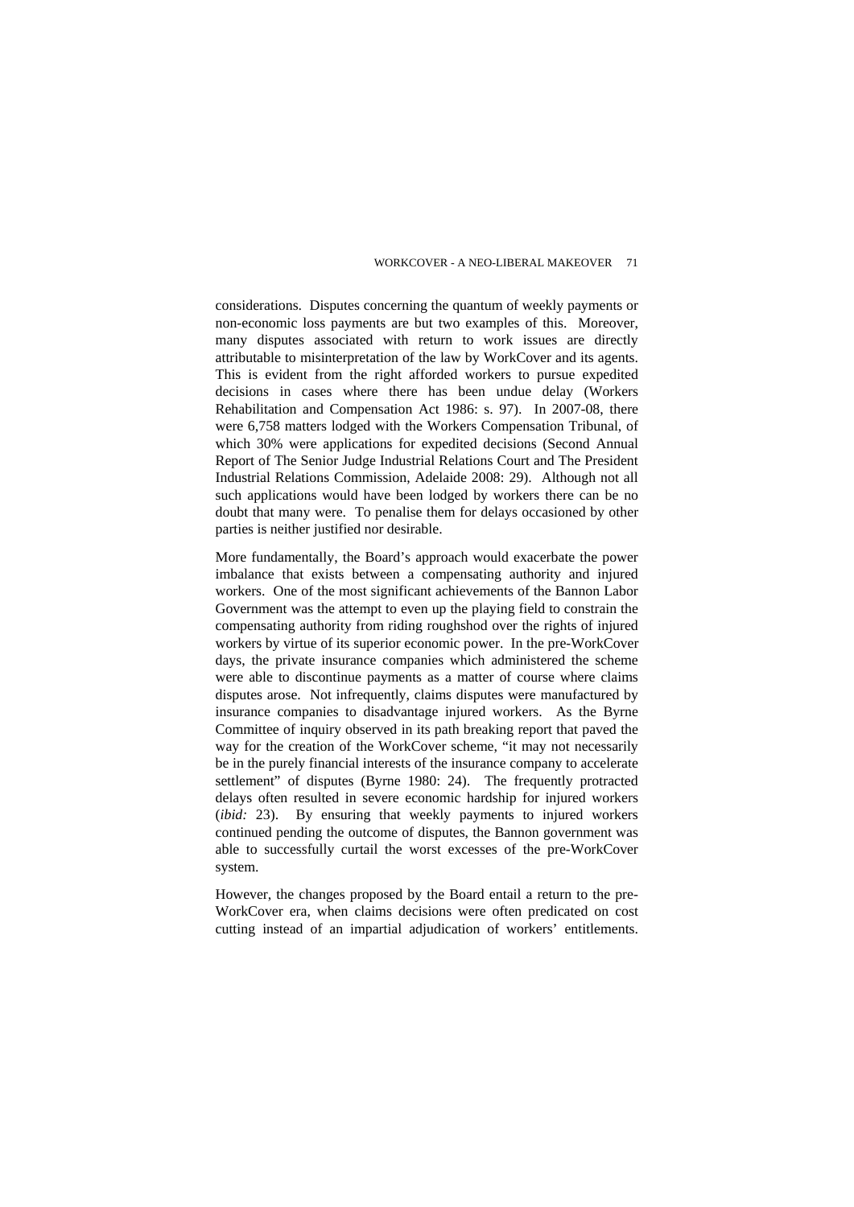considerations. Disputes concerning the quantum of weekly payments or non-economic loss payments are but two examples of this. Moreover, many disputes associated with return to work issues are directly attributable to misinterpretation of the law by WorkCover and its agents. This is evident from the right afforded workers to pursue expedited decisions in cases where there has been undue delay (Workers Rehabilitation and Compensation Act 1986: s. 97). In 2007-08, there were 6,758 matters lodged with the Workers Compensation Tribunal, of which 30% were applications for expedited decisions (Second Annual Report of The Senior Judge Industrial Relations Court and The President Industrial Relations Commission, Adelaide 2008: 29). Although not all such applications would have been lodged by workers there can be no doubt that many were. To penalise them for delays occasioned by other parties is neither justified nor desirable.

More fundamentally, the Board's approach would exacerbate the power imbalance that exists between a compensating authority and injured workers. One of the most significant achievements of the Bannon Labor Government was the attempt to even up the playing field to constrain the compensating authority from riding roughshod over the rights of injured workers by virtue of its superior economic power. In the pre-WorkCover days, the private insurance companies which administered the scheme were able to discontinue payments as a matter of course where claims disputes arose. Not infrequently, claims disputes were manufactured by insurance companies to disadvantage injured workers. As the Byrne Committee of inquiry observed in its path breaking report that paved the way for the creation of the WorkCover scheme, "it may not necessarily be in the purely financial interests of the insurance company to accelerate settlement" of disputes (Byrne 1980: 24). The frequently protracted delays often resulted in severe economic hardship for injured workers (*ibid:* 23). By ensuring that weekly payments to injured workers continued pending the outcome of disputes, the Bannon government was able to successfully curtail the worst excesses of the pre-WorkCover system.

However, the changes proposed by the Board entail a return to the pre-WorkCover era, when claims decisions were often predicated on cost cutting instead of an impartial adjudication of workers' entitlements.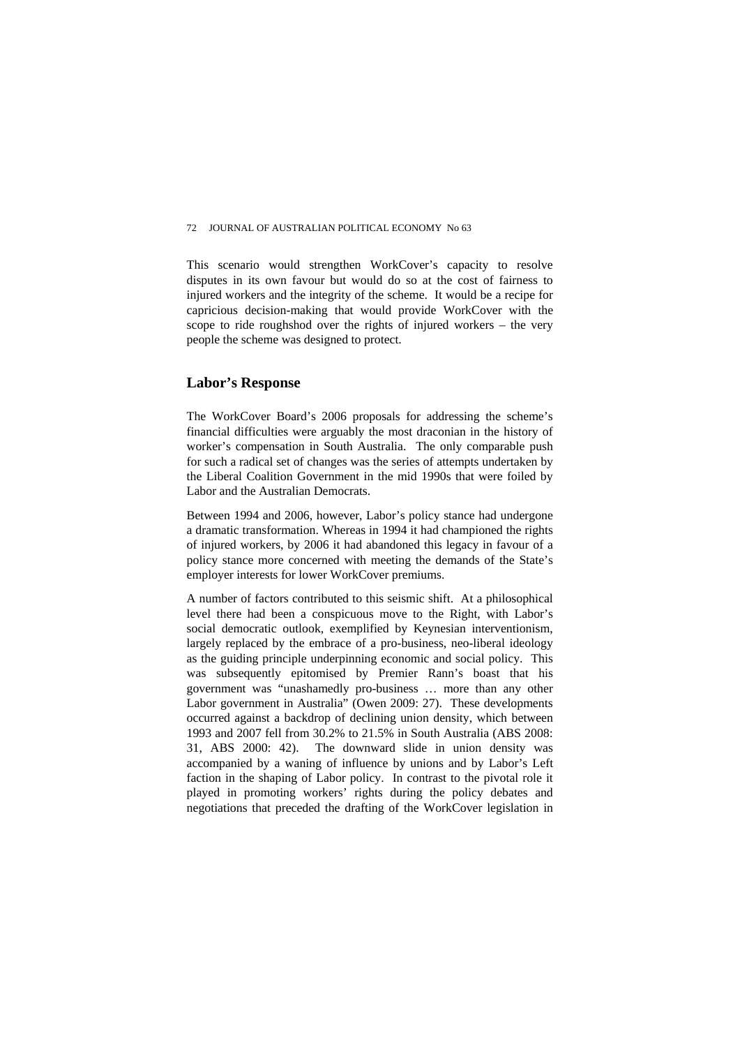This scenario would strengthen WorkCover's capacity to resolve disputes in its own favour but would do so at the cost of fairness to injured workers and the integrity of the scheme. It would be a recipe for capricious decision-making that would provide WorkCover with the scope to ride roughshod over the rights of injured workers – the very people the scheme was designed to protect.

## Labor's Response

The WorkCover Board's 2006 proposals for addressing the scheme's financial difficulties were arguably the most draconian in the history of worker's compensation in South Australia. The only comparable push for such a radical set of changes was the series of attempts undertaken by the Liberal Coalition Government in the mid 1990s that were foiled by Labor and the Australian Democrats.

Between 1994 and 2006, however, Labor's policy stance had undergone a dramatic transformation. Whereas in 1994 it had championed the rights of injured workers, by 2006 it had abandoned this legacy in favour of a policy stance more concerned with meeting the demands of the State's employer interests for lower WorkCover premiums.

A number of factors contributed to this seismic shift. At a philosophical level there had been a conspicuous move to the Right, with Labor's social democratic outlook, exemplified by Keynesian interventionism, largely replaced by the embrace of a pro-business, neo-liberal ideology as the guiding principle underpinning economic and social policy. This was subsequently epitomised by Premier Rann's boast that his government was "unashamedly pro-business … more than any other Labor government in Australia" (Owen 2009: 27). These developments occurred against a backdrop of declining union density, which between 1993 and 2007 fell from 30.2% to 21.5% in South Australia (ABS 2008: 31, ABS 2000: 42). The downward slide in union density was accompanied by a waning of influence by unions and by Labor's Left faction in the shaping of Labor policy. In contrast to the pivotal role it played in promoting workers' rights during the policy debates and negotiations that preceded the drafting of the WorkCover legislation in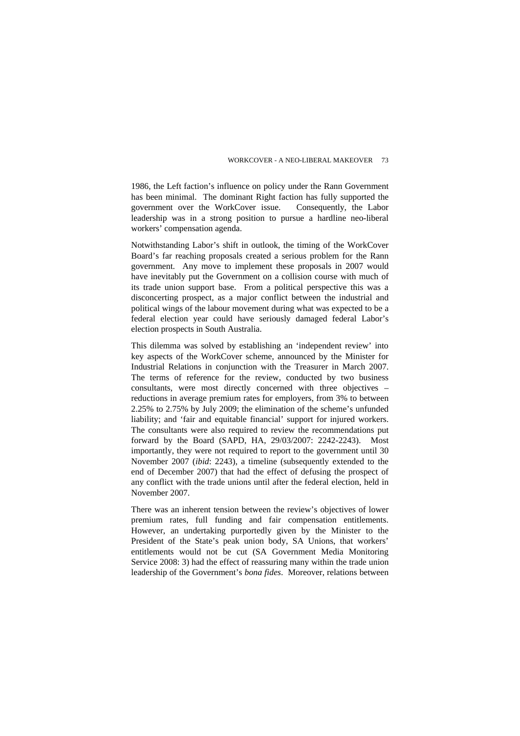1986, the Left faction's influence on policy under the Rann Government has been minimal. The dominant Right faction has fully supported the government over the WorkCover issue. Consequently, the Labor leadership was in a strong position to pursue a hardline neo-liberal workers' compensation agenda.

Notwithstanding Labor's shift in outlook, the timing of the WorkCover Board's far reaching proposals created a serious problem for the Rann government. Any move to implement these proposals in 2007 would have inevitably put the Government on a collision course with much of its trade union support base. From a political perspective this was a disconcerting prospect, as a major conflict between the industrial and political wings of the labour movement during what was expected to be a federal election year could have seriously damaged federal Labor's election prospects in South Australia.

This dilemma was solved by establishing an 'independent review' into key aspects of the WorkCover scheme, announced by the Minister for Industrial Relations in conjunction with the Treasurer in March 2007. The terms of reference for the review, conducted by two business consultants, were most directly concerned with three objectives – reductions in average premium rates for employers, from 3% to between 2.25% to 2.75% by July 2009; the elimination of the scheme's unfunded liability; and 'fair and equitable financial' support for injured workers. The consultants were also required to review the recommendations put forward by the Board (SAPD, HA, 29/03/2007: 2242-2243). Most importantly, they were not required to report to the government until 30 November 2007 (*ibid*: 2243), a timeline (subsequently extended to the end of December 2007) that had the effect of defusing the prospect of any conflict with the trade unions until after the federal election, held in November 2007.

There was an inherent tension between the review's objectives of lower premium rates, full funding and fair compensation entitlements. However, an undertaking purportedly given by the Minister to the President of the State's peak union body, SA Unions, that workers' entitlements would not be cut (SA Government Media Monitoring Service 2008: 3) had the effect of reassuring many within the trade union leadership of the Government's *bona fides*. Moreover, relations between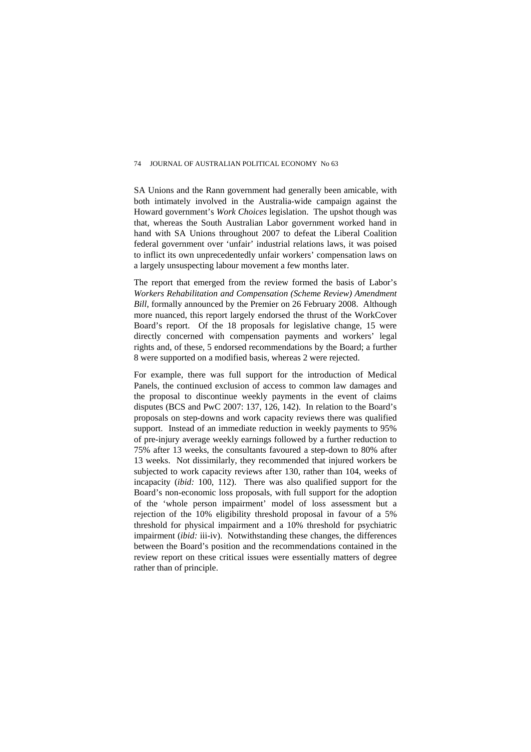SA Unions and the Rann government had generally been amicable, with both intimately involved in the Australia-wide campaign against the Howard government's *Work Choices* legislation. The upshot though was that, whereas the South Australian Labor government worked hand in hand with SA Unions throughout 2007 to defeat the Liberal Coalition federal government over 'unfair' industrial relations laws, it was poised to inflict its own unprecedentedly unfair workers' compensation laws on a largely unsuspecting labour movement a few months later.

The report that emerged from the review formed the basis of Labor's *Workers Rehabilitation and Compensation (Scheme Review) Amendment Bill*, formally announced by the Premier on 26 February 2008. Although more nuanced, this report largely endorsed the thrust of the WorkCover Board's report. Of the 18 proposals for legislative change, 15 were directly concerned with compensation payments and workers' legal rights and, of these, 5 endorsed recommendations by the Board; a further 8 were supported on a modified basis, whereas 2 were rejected.

For example, there was full support for the introduction of Medical Panels, the continued exclusion of access to common law damages and the proposal to discontinue weekly payments in the event of claims disputes (BCS and PwC 2007: 137, 126, 142). In relation to the Board's proposals on step-downs and work capacity reviews there was qualified support. Instead of an immediate reduction in weekly payments to 95% of pre-injury average weekly earnings followed by a further reduction to 75% after 13 weeks, the consultants favoured a step-down to 80% after 13 weeks. Not dissimilarly, they recommended that injured workers be subjected to work capacity reviews after 130, rather than 104, weeks of incapacity (*ibid:* 100, 112). There was also qualified support for the Board's non-economic loss proposals, with full support for the adoption of the 'whole person impairment' model of loss assessment but a rejection of the 10% eligibility threshold proposal in favour of a 5% threshold for physical impairment and a 10% threshold for psychiatric impairment (*ibid:* iii-iv). Notwithstanding these changes, the differences between the Board's position and the recommendations contained in the review report on these critical issues were essentially matters of degree rather than of principle.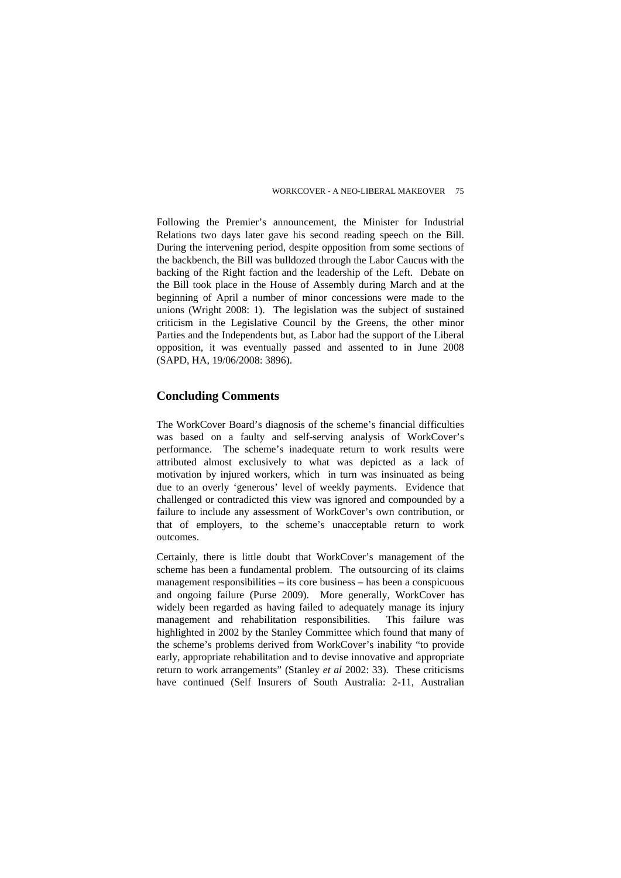Following the Premier's announcement, the Minister for Industrial Relations two days later gave his second reading speech on the Bill. During the intervening period, despite opposition from some sections of the backbench, the Bill was bulldozed through the Labor Caucus with the backing of the Right faction and the leadership of the Left. Debate on the Bill took place in the House of Assembly during March and at the beginning of April a number of minor concessions were made to the unions (Wright 2008: 1). The legislation was the subject of sustained criticism in the Legislative Council by the Greens, the other minor Parties and the Independents but, as Labor had the support of the Liberal opposition, it was eventually passed and assented to in June 2008 (SAPD, HA, 19/06/2008: 3896).

## Concluding Comments

The WorkCover Board's diagnosis of the scheme's financial difficulties was based on a faulty and self-serving analysis of WorkCover's performance. The scheme's inadequate return to work results were attributed almost exclusively to what was depicted as a lack of motivation by injured workers, which in turn was insinuated as being due to an overly 'generous' level of weekly payments. Evidence that challenged or contradicted this view was ignored and compounded by a failure to include any assessment of WorkCover's own contribution, or that of employers, to the scheme's unacceptable return to work outcomes.

Certainly, there is little doubt that WorkCover's management of the scheme has been a fundamental problem. The outsourcing of its claims management responsibilities – its core business – has been a conspicuous and ongoing failure (Purse 2009). More generally, WorkCover has widely been regarded as having failed to adequately manage its injury management and rehabilitation responsibilities. This failure was highlighted in 2002 by the Stanley Committee which found that many of the scheme's problems derived from WorkCover's inability "to provide early, appropriate rehabilitation and to devise innovative and appropriate return to work arrangements" (Stanley *et al* 2002: 33). These criticisms have continued (Self Insurers of South Australia: 2-11, Australian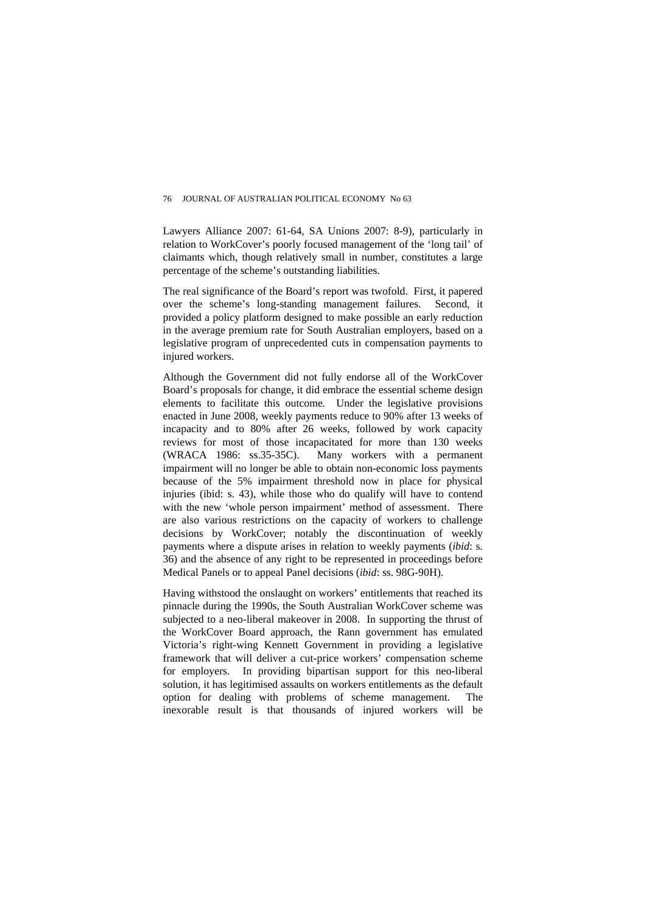Lawyers Alliance 2007: 61-64, SA Unions 2007: 8-9), particularly in relation to WorkCover's poorly focused management of the 'long tail' of claimants which, though relatively small in number, constitutes a large percentage of the scheme's outstanding liabilities.

The real significance of the Board's report was twofold. First, it papered over the scheme's long-standing management failures. Second, it provided a policy platform designed to make possible an early reduction in the average premium rate for South Australian employers, based on a legislative program of unprecedented cuts in compensation payments to injured workers.

Although the Government did not fully endorse all of the WorkCover Board's proposals for change, it did embrace the essential scheme design elements to facilitate this outcome. Under the legislative provisions enacted in June 2008, weekly payments reduce to 90% after 13 weeks of incapacity and to 80% after 26 weeks, followed by work capacity reviews for most of those incapacitated for more than 130 weeks (WRACA 1986: ss.35-35C). Many workers with a permanent impairment will no longer be able to obtain non-economic loss payments because of the 5% impairment threshold now in place for physical injuries (ibid: s. 43), while those who do qualify will have to contend with the new 'whole person impairment' method of assessment. There are also various restrictions on the capacity of workers to challenge decisions by WorkCover; notably the discontinuation of weekly payments where a dispute arises in relation to weekly payments (*ibid*: s. 36) and the absence of any right to be represented in proceedings before Medical Panels or to appeal Panel decisions (*ibid*: ss. 98G-90H).

Having withstood the onslaught on workers' entitlements that reached its pinnacle during the 1990s, the South Australian WorkCover scheme was subjected to a neo-liberal makeover in 2008. In supporting the thrust of the WorkCover Board approach, the Rann government has emulated Victoria's right-wing Kennett Government in providing a legislative framework that will deliver a cut-price workers' compensation scheme for employers. In providing bipartisan support for this neo-liberal solution, it has legitimised assaults on workers entitlements as the default option for dealing with problems of scheme management. The inexorable result is that thousands of injured workers will be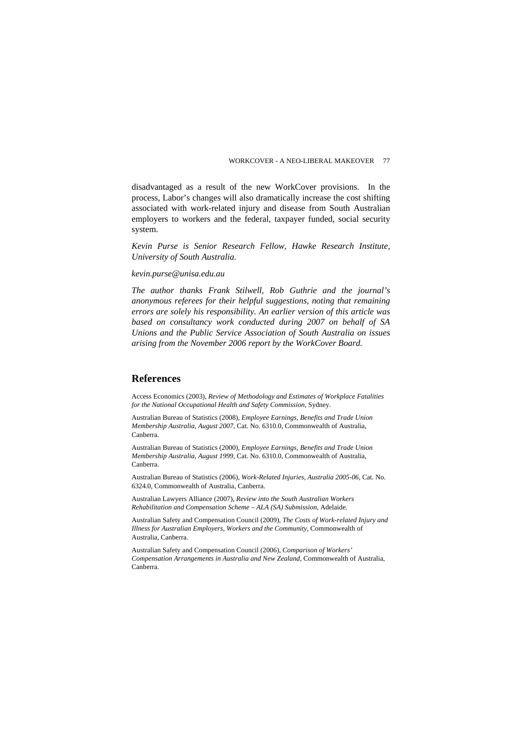disadvantaged as a result of the new WorkCover provisions. In the process, Labor's changes will also dramatically increase the cost shifting associated with work-related injury and disease from South Australian employers to workers and the federal, taxpayer funded, social security system.

*Kevin Purse is Senior Research Fellow, Hawke Research Institute, University of South Australia.*

*kevin.purse@unisa.edu.au*

*The author thanks Frank Stilwell, Rob Guthrie and the journal's anonymous referees for their helpful suggestions, noting that remaining errors are solely his responsibility. An earlier version of this article was based on consultancy work conducted during 2007 on behalf of SA Unions and the Public Service Association of South Australia on issues arising from the November 2006 report by the WorkCover Board.*

## References

Access Economics (2003), *Review of Methodology and Estimates of Workplace Fatalities for the National Occupational Health and Safety Commission*, Sydney.

Australian Bureau of Statistics (2008), *Employee Earnings, Benefits and Trade Union Membership Australia, August 2007*, Cat. No. 6310.0, Commonwealth of Australia, Canberra.

Australian Bureau of Statistics (2000), *Employee Earnings, Benefits and Trade Union Membership Australia, August 1999*, Cat. No. 6310.0, Commonwealth of Australia, Canberra.

Australian Bureau of Statistics (2006), *Work-Related Injuries, Australia 2005-06*, Cat. No. 6324.0, Commonwealth of Australia, Canberra.

Australian Lawyers Alliance (2007), *Review into the South Australian Workers Rehabilitation and Compensation Scheme – ALA (SA) Submission*, Adelaide.

Australian Safety and Compensation Council (2009), *The Costs of Work-related Injury and Illness for Australian Employers, Workers and the Community*, Commonwealth of Australia, Canberra.

Australian Safety and Compensation Council (2006), *Comparison of Workers' Compensation Arrangements in Australia and New Zealand*, Commonwealth of Australia, Canberra.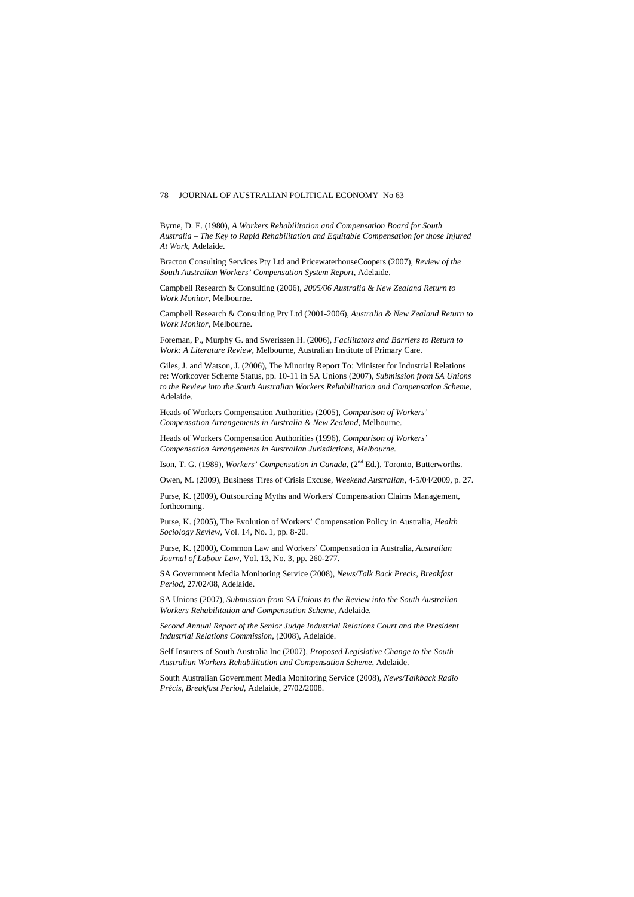Byrne, D. E. (1980), *A Workers Rehabilitation and Compensation Board for South Australia – The Key to Rapid Rehabilitation and Equitable Compensation for those Injured At Work*, Adelaide.

Bracton Consulting Services Pty Ltd and PricewaterhouseCoopers (2007), *Review of the South Australian Workers' Compensation System Report*, Adelaide.

Campbell Research & Consulting (2006), *2005/06 Australia & New Zealand Return to Work Monitor*, Melbourne.

Campbell Research & Consulting Pty Ltd (2001-2006), *Australia & New Zealand Return to Work Monitor*, Melbourne.

Foreman, P., Murphy G. and Swerissen H. (2006), *Facilitators and Barriers to Return to Work: A Literature Review*, Melbourne, Australian Institute of Primary Care.

Giles, J. and Watson, J. (2006), The Minority Report To: Minister for Industrial Relations re: Workcover Scheme Status, pp. 10-11 in SA Unions (2007), *Submission from SA Unions to the Review into the South Australian Workers Rehabilitation and Compensation Scheme*, Adelaide.

Heads of Workers Compensation Authorities (2005), *Comparison of Workers' Compensation Arrangements in Australia & New Zealand*, Melbourne.

Heads of Workers Compensation Authorities (1996), *Comparison of Workers' Compensation Arrangements in Australian Jurisdictions, Melbourne.*

Ison, T. G. (1989), *Workers' Compensation in Canada*, (2nd Ed.), Toronto, Butterworths.

Owen, M. (2009), Business Tires of Crisis Excuse, *Weekend Australian*, 4-5/04/2009, p. 27.

Purse, K. (2009), Outsourcing Myths and Workers' Compensation Claims Management, forthcoming.

Purse, K. (2005), The Evolution of Workers' Compensation Policy in Australia, *Health Sociology Review*, Vol. 14, No. 1, pp. 8-20.

Purse, K. (2000), Common Law and Workers' Compensation in Australia, *Australian Journal of Labour Law*, Vol. 13, No. 3, pp. 260-277.

SA Government Media Monitoring Service (2008), *News/Talk Back Precis, Breakfast Period*, 27/02/08, Adelaide.

SA Unions (2007), *Submission from SA Unions to the Review into the South Australian Workers Rehabilitation and Compensation Scheme*, Adelaide.

*Second Annual Report of the Senior Judge Industrial Relations Court and the President Industrial Relations Commission*, (2008), Adelaide.

Self Insurers of South Australia Inc (2007), *Proposed Legislative Change to the South Australian Workers Rehabilitation and Compensation Scheme*, Adelaide.

South Australian Government Media Monitoring Service (2008), *News/Talkback Radio Précis, Breakfast Period*, Adelaide, 27/02/2008.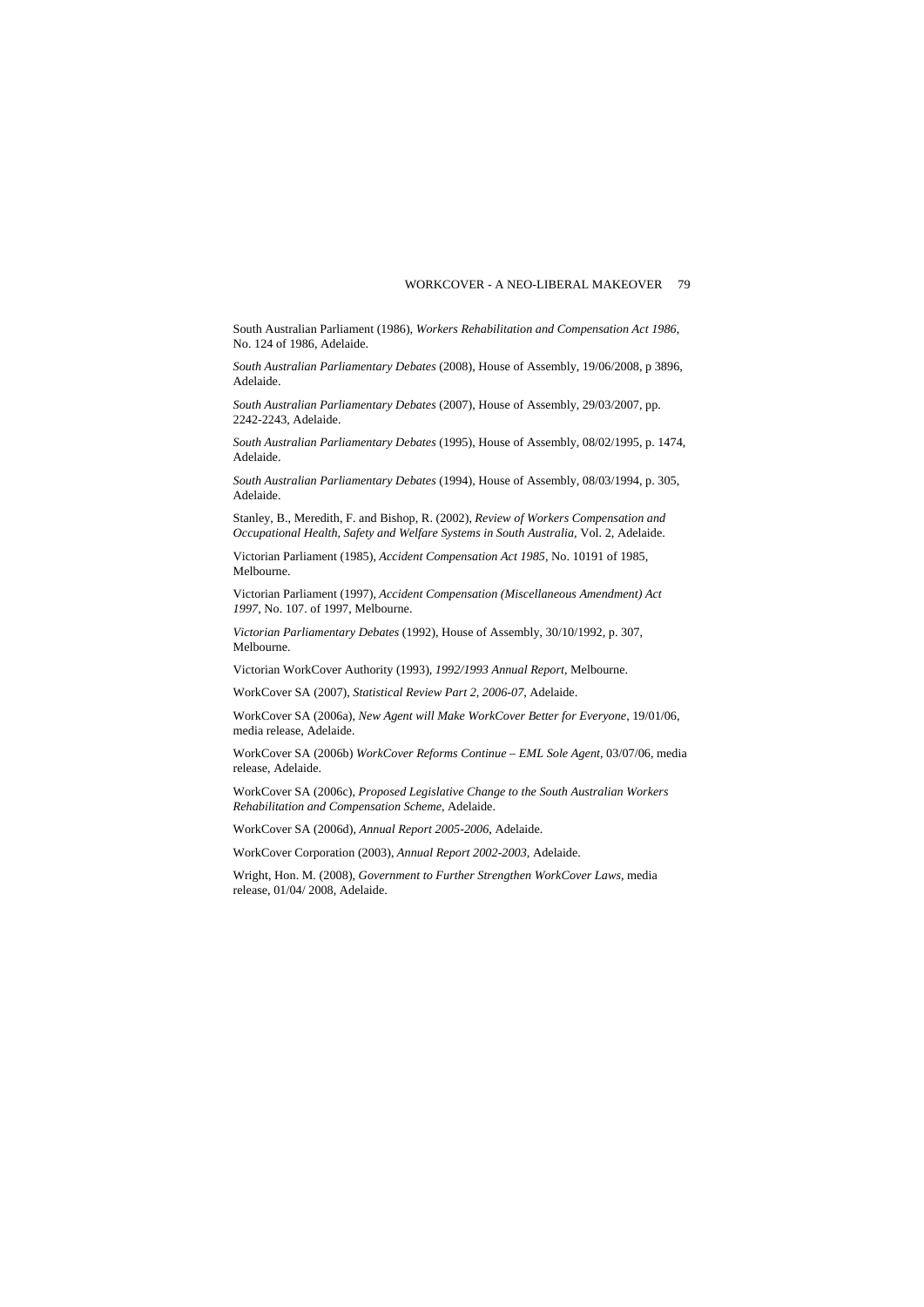South Australian Parliament (1986), *Workers Rehabilitation and Compensation Act 1986*, No. 124 of 1986, Adelaide.

*South Australian Parliamentary Debates* (2008), House of Assembly, 19/06/2008, p 3896, Adelaide.

*South Australian Parliamentary Debates* (2007), House of Assembly, 29/03/2007, pp. 2242-2243, Adelaide.

*South Australian Parliamentary Debates* (1995), House of Assembly, 08/02/1995, p. 1474, Adelaide.

*South Australian Parliamentary Debates* (1994), House of Assembly, 08/03/1994, p. 305, Adelaide.

Stanley, B., Meredith, F. and Bishop, R. (2002), *Review of Workers Compensation and Occupational Health, Safety and Welfare Systems in South Australia*, Vol. 2, Adelaide.

Victorian Parliament (1985), *Accident Compensation Act 1985*, No. 10191 of 1985, Melbourne.

Victorian Parliament (1997), *Accident Compensation (Miscellaneous Amendment) Act 1997*, No. 107. of 1997, Melbourne.

*Victorian Parliamentary Debates* (1992), House of Assembly, 30/10/1992, p. 307, Melbourne.

Victorian WorkCover Authority (1993), *1992/1993 Annual Report*, Melbourne.

WorkCover SA (2007), *Statistical Review Part 2, 2006-07*, Adelaide.

WorkCover SA (2006a), *New Agent will Make WorkCover Better for Everyone*, 19/01/06, media release, Adelaide.

WorkCover SA (2006b) *WorkCover Reforms Continue – EML Sole Agent*, 03/07/06, media release, Adelaide.

WorkCover SA (2006c), *Proposed Legislative Change to the South Australian Workers Rehabilitation and Compensation Scheme*, Adelaide.

WorkCover SA (2006d), *Annual Report 2005-2006*, Adelaide.

WorkCover Corporation (2003), *Annual Report 2002-2003*, Adelaide.

Wright, Hon. M. (2008), *Government to Further Strengthen WorkCover Laws*, media release, 01/04/ 2008, Adelaide.